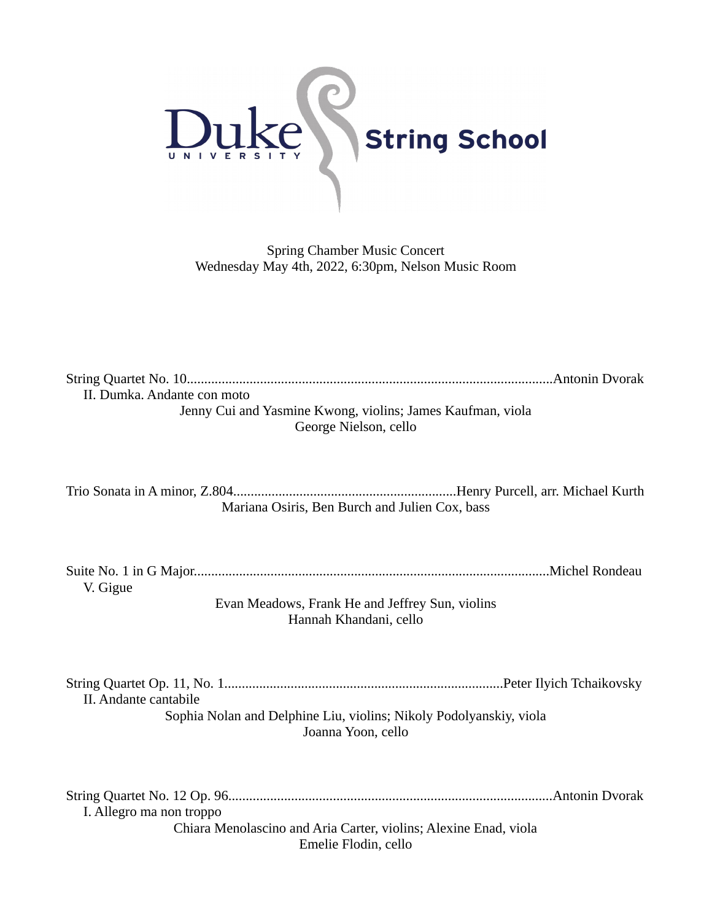# Duke University String School

Spring Chamber Music Concert
Wednesday May 4th, 2022, 6:30pm, Nelson Music Room

String Quartet No. 10........................................................................................................Antonin Dvorak
II. Dumka. Andante con moto
Jenny Cui and Yasmine Kwong, violins; James Kaufman, viola
George Nielson, cello

Trio Sonata in A minor, Z.804...............................................................Henry Purcell, arr. Michael Kurth
Mariana Osiris, Ben Burch and Julien Cox, bass

Suite No. 1 in G Major....................................................................................................Michel Rondeau
V. Gigue
Evan Meadows, Frank He and Jeffrey Sun, violins
Hannah Khandani, cello

String Quartet Op. 11, No. 1...............................................................................Peter Ilyich Tchaikovsky
II. Andante cantabile
Sophia Nolan and Delphine Liu, violins; Nikoly Podolyanskiy, viola
Joanna Yoon, cello

String Quartet No. 12 Op. 96............................................................................................Antonin Dvorak
I. Allegro ma non troppo
Chiara Menolascino and Aria Carter, violins; Alexine Enad, viola
Emelie Flodin, cello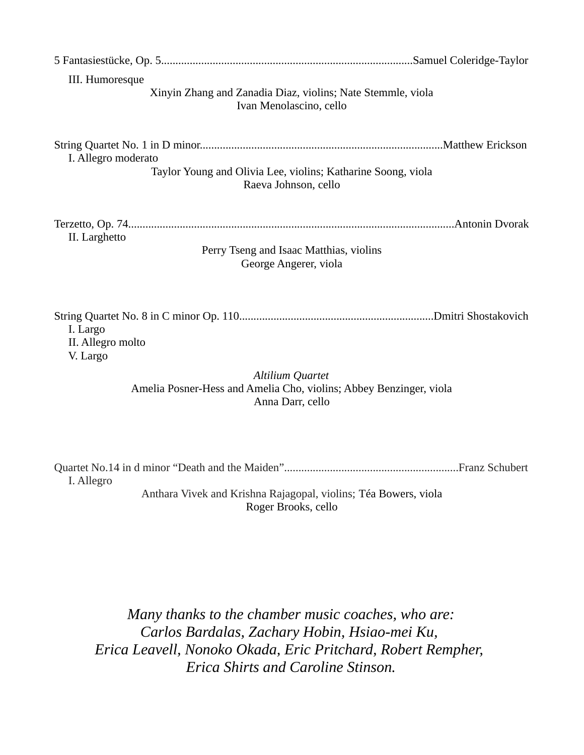5 Fantasiestücke, Op. 5.........................................................................................Samuel Coleridge-Taylor

III. Humoresque

Xinyin Zhang and Zanadia Diaz, violins; Nate Stemmle, viola
Ivan Menolascino, cello

String Quartet No. 1 in D minor.....................................................................................Matthew Erickson

I. Allegro moderato

Taylor Young and Olivia Lee, violins; Katharine Soong, viola
Raeva Johnson, cello

Terzetto, Op. 74.................................................................................................................Antonin Dvorak

II. Larghetto

Perry Tseng and Isaac Matthias, violins
George Angerer, viola

String Quartet No. 8 in C minor Op. 110....................................................................Dmitri Shostakovich

I. Largo
II. Allegro molto
V. Largo

*Altilium Quartet*
Amelia Posner-Hess and Amelia Cho, violins; Abbey Benzinger, viola
Anna Darr, cello

Quartet No.14 in d minor "Death and the Maiden"............................................................Franz Schubert

I. Allegro

Anthara Vivek and Krishna Rajagopal, violins; Téa Bowers, viola
Roger Brooks, cello

*Many thanks to the chamber music coaches, who are:*
*Carlos Bardalas, Zachary Hobin, Hsiao-mei Ku,*
*Erica Leavell, Nonoko Okada, Eric Pritchard, Robert Rempher,*
*Erica Shirts and Caroline Stinson.*